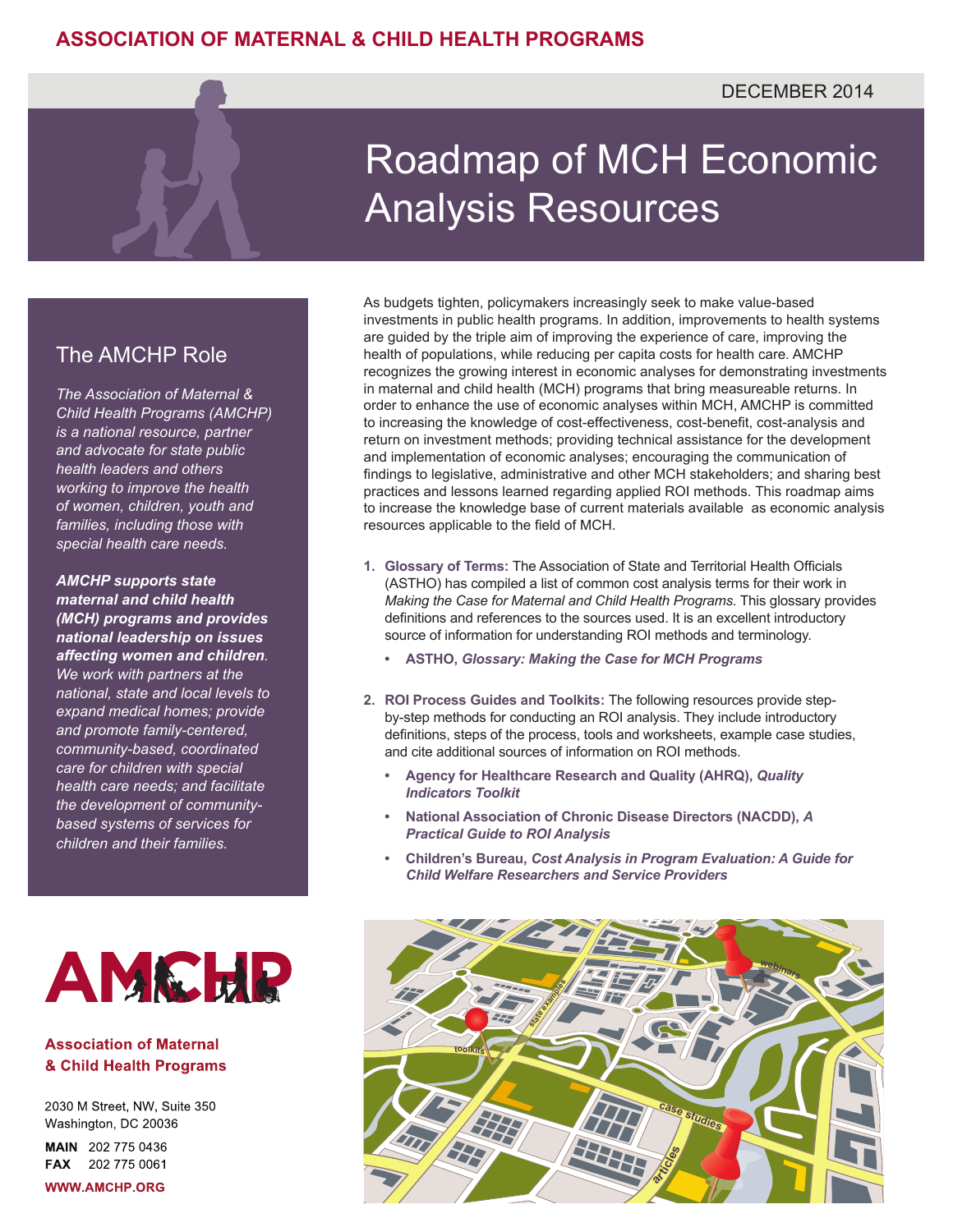ASSOCIATION OF MATERNAL & CHILD HEALTH PROGRAMS

DECEMBER 2014

# Roadmap of MCH Economic Analysis Resources

## The AMCHP Role

*The Association of Maternal & Child Health Programs (AMCHP) is a national resource, partner and advocate for state public health leaders and others working to improve the health of women, children, youth and families, including those with special health care needs.*

***AMCHP supports state maternal and child health (MCH) programs and provides national leadership on issues affecting women and children.*** *We work with partners at the national, state and local levels to expand medical homes; provide and promote family-centered, community-based, coordinated care for children with special health care needs; and facilitate the development of community-based systems of services for children and their families.*

**Association of Maternal & Child Health Programs**

2030 M Street, NW, Suite 350
Washington, DC 20036

**MAIN** 202 775 0436
**FAX** 202 775 0061

**WWW.AMCHP.ORG**

As budgets tighten, policymakers increasingly seek to make value-based investments in public health programs. In addition, improvements to health systems are guided by the triple aim of improving the experience of care, improving the health of populations, while reducing per capita costs for health care. AMCHP recognizes the growing interest in economic analyses for demonstrating investments in maternal and child health (MCH) programs that bring measureable returns. In order to enhance the use of economic analyses within MCH, AMCHP is committed to increasing the knowledge of cost-effectiveness, cost-benefit, cost-analysis and return on investment methods; providing technical assistance for the development and implementation of economic analyses; encouraging the communication of findings to legislative, administrative and other MCH stakeholders; and sharing best practices and lessons learned regarding applied ROI methods. This roadmap aims to increase the knowledge base of current materials available as economic analysis resources applicable to the field of MCH.

1. **Glossary of Terms:** The Association of State and Territorial Health Officials (ASTHO) has compiled a list of common cost analysis terms for their work in *Making the Case for Maternal and Child Health Programs.* This glossary provides definitions and references to the sources used. It is an excellent introductory source of information for understanding ROI methods and terminology.
   - **ASTHO, *Glossary: Making the Case for MCH Programs***

2. **ROI Process Guides and Toolkits:** The following resources provide step-by-step methods for conducting an ROI analysis. They include introductory definitions, steps of the process, tools and worksheets, example case studies, and cite additional sources of information on ROI methods.
   - **Agency for Healthcare Research and Quality (AHRQ), *Quality Indicators Toolkit***
   - **National Association of Chronic Disease Directors (NACDD), *A Practical Guide to ROI Analysis***
   - **Children's Bureau, *Cost Analysis in Program Evaluation: A Guide for Child Welfare Researchers and Service Providers***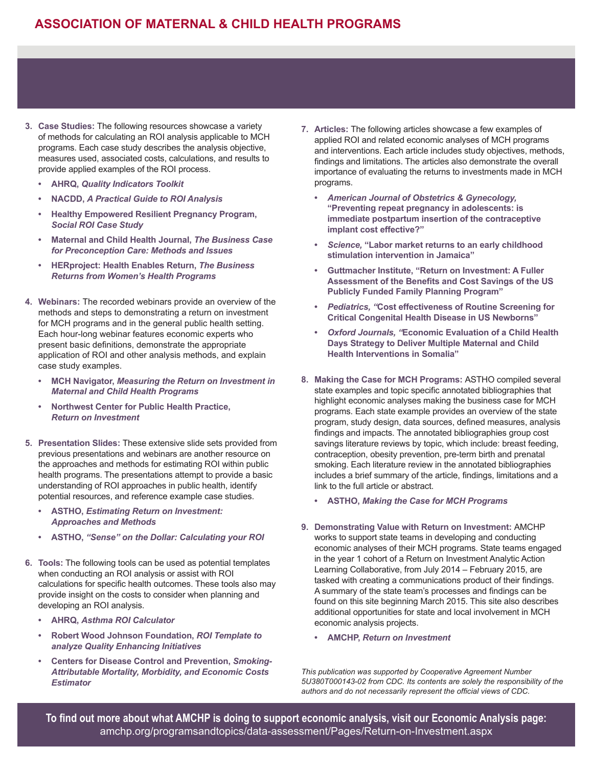# ASSOCIATION OF MATERNAL & CHILD HEALTH PROGRAMS

3. **Case Studies:** The following resources showcase a variety of methods for calculating an ROI analysis applicable to MCH programs. Each case study describes the analysis objective, measures used, associated costs, calculations, and results to provide applied examples of the ROI process.
   - **AHRQ, *Quality Indicators Toolkit***
   - **NACDD, *A Practical Guide to ROI Analysis***
   - **Healthy Empowered Resilient Pregnancy Program, *Social ROI Case Study***
   - **Maternal and Child Health Journal, *The Business Case for Preconception Care: Methods and Issues***
   - **HERproject: Health Enables Return, *The Business Returns from Women's Health Programs***

4. **Webinars:** The recorded webinars provide an overview of the methods and steps to demonstrating a return on investment for MCH programs and in the general public health setting. Each hour-long webinar features economic experts who present basic definitions, demonstrate the appropriate application of ROI and other analysis methods, and explain case study examples.
   - **MCH Navigator, *Measuring the Return on Investment in Maternal and Child Health Programs***
   - **Northwest Center for Public Health Practice, *Return on Investment***

5. **Presentation Slides:** These extensive slide sets provided from previous presentations and webinars are another resource on the approaches and methods for estimating ROI within public health programs. The presentations attempt to provide a basic understanding of ROI approaches in public health, identify potential resources, and reference example case studies.
   - **ASTHO, *Estimating Return on Investment: Approaches and Methods***
   - **ASTHO, *"Sense" on the Dollar: Calculating your ROI***

6. **Tools:** The following tools can be used as potential templates when conducting an ROI analysis or assist with ROI calculations for specific health outcomes. These tools also may provide insight on the costs to consider when planning and developing an ROI analysis.
   - **AHRQ, *Asthma ROI Calculator***
   - **Robert Wood Johnson Foundation, *ROI Template to analyze Quality Enhancing Initiatives***
   - **Centers for Disease Control and Prevention, *Smoking-Attributable Mortality, Morbidity, and Economic Costs Estimator***

7. **Articles:** The following articles showcase a few examples of applied ROI and related economic analyses of MCH programs and interventions. Each article includes study objectives, methods, findings and limitations. The articles also demonstrate the overall importance of evaluating the returns to investments made in MCH programs.
   - ***American Journal of Obstetrics & Gynecology,* "Preventing repeat pregnancy in adolescents: is immediate postpartum insertion of the contraceptive implant cost effective?"**
   - ***Science,* "Labor market returns to an early childhood stimulation intervention in Jamaica"**
   - **Guttmacher Institute, "Return on Investment: A Fuller Assessment of the Benefits and Cost Savings of the US Publicly Funded Family Planning Program"**
   - ***Pediatrics,* "Cost effectiveness of Routine Screening for Critical Congenital Health Disease in US Newborns"**
   - ***Oxford Journals,* "Economic Evaluation of a Child Health Days Strategy to Deliver Multiple Maternal and Child Health Interventions in Somalia"**

8. **Making the Case for MCH Programs:** ASTHO compiled several state examples and topic specific annotated bibliographies that highlight economic analyses making the business case for MCH programs. Each state example provides an overview of the state program, study design, data sources, defined measures, analysis findings and impacts. The annotated bibliographies group cost savings literature reviews by topic, which include: breast feeding, contraception, obesity prevention, pre-term birth and prenatal smoking. Each literature review in the annotated bibliographies includes a brief summary of the article, findings, limitations and a link to the full article or abstract.
   - **ASTHO, *Making the Case for MCH Programs***

9. **Demonstrating Value with Return on Investment:** AMCHP works to support state teams in developing and conducting economic analyses of their MCH programs. State teams engaged in the year 1 cohort of a Return on Investment Analytic Action Learning Collaborative, from July 2014 – February 2015, are tasked with creating a communications product of their findings. A summary of the state team's processes and findings can be found on this site beginning March 2015. This site also describes additional opportunities for state and local involvement in MCH economic analysis projects.
   - **AMCHP, *Return on Investment***

*This publication was supported by Cooperative Agreement Number 5U380T000143-02 from CDC. Its contents are solely the responsibility of the authors and do not necessarily represent the official views of CDC.*

**To find out more about what AMCHP is doing to support economic analysis, visit our Economic Analysis page:**
amchp.org/programsandtopics/data-assessment/Pages/Return-on-Investment.aspx